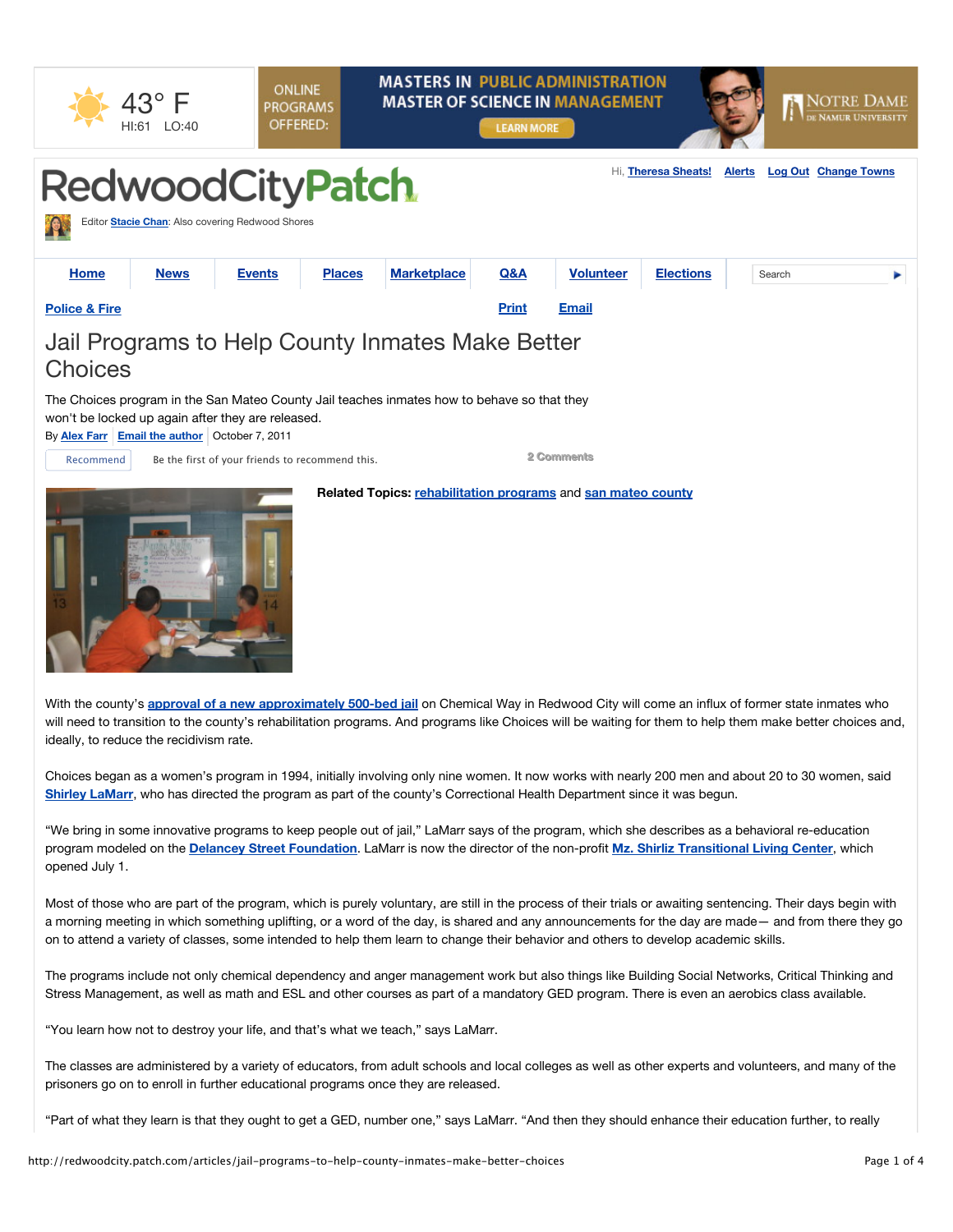# Jail Programs to Help County Inmates Make Better Choices

The Choices program in the San Mateo County Jail teaches inmates how to behave so that they won't be locked up again after they are released.

By Alex Farr | Email the author | October 7, 2011

Related Topics: rehabilitation programs and san mateo county

With the county's approval of a new approximately 500-bed jail on Chemical Way in Redwood City will come an influx of former state inmates who will need to transition to the county's rehabilitation programs. And programs like Choices will be waiting for them to help them make better choices and, ideally, to reduce the recidivism rate.

Choices began as a women's program in 1994, initially involving only nine women. It now works with nearly 200 men and about 20 to 30 women, said Shirley LaMarr, who has directed the program as part of the county's Correctional Health Department since it was begun.

"We bring in some innovative programs to keep people out of jail," LaMarr says of the program, which she describes as a behavioral re-education program modeled on the Delancey Street Foundation. LaMarr is now the director of the non-profit Mz. Shirliz Transitional Living Center, which opened July 1.

Most of those who are part of the program, which is purely voluntary, are still in the process of their trials or awaiting sentencing. Their days begin with a morning meeting in which something uplifting, or a word of the day, is shared and any announcements for the day are made— and from there they go on to attend a variety of classes, some intended to help them learn to change their behavior and others to develop academic skills.

The programs include not only chemical dependency and anger management work but also things like Building Social Networks, Critical Thinking and Stress Management, as well as math and ESL and other courses as part of a mandatory GED program. There is even an aerobics class available.

"You learn how not to destroy your life, and that's what we teach," says LaMarr.

The classes are administered by a variety of educators, from adult schools and local colleges as well as other experts and volunteers, and many of the prisoners go on to enroll in further educational programs once they are released.

"Part of what they learn is that they ought to get a GED, number one," says LaMarr. "And then they should enhance their education further, to really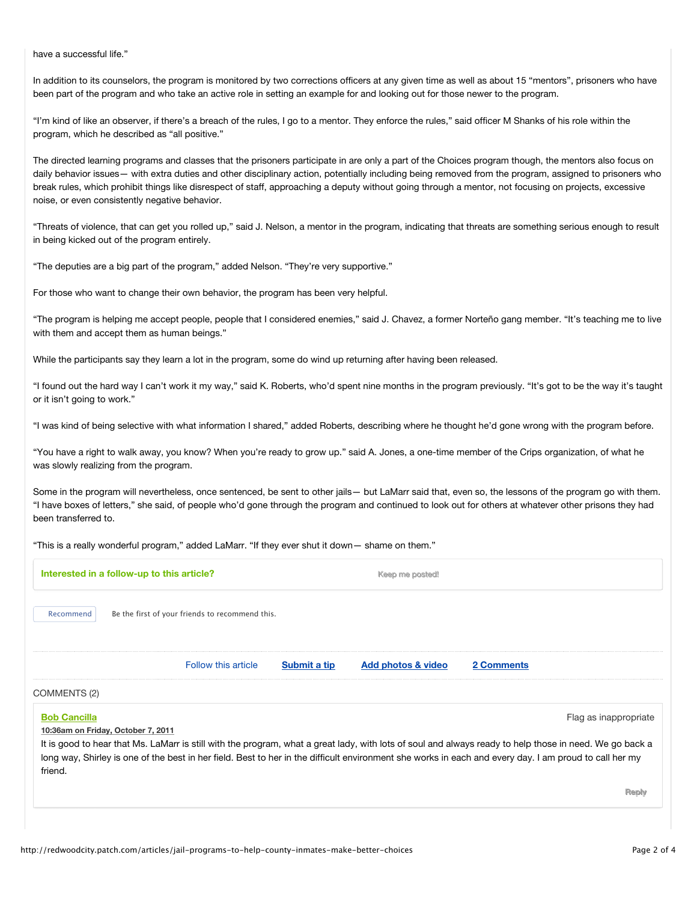have a successful life."

In addition to its counselors, the program is monitored by two corrections officers at any given time as well as about 15 "mentors", prisoners who have been part of the program and who take an active role in setting an example for and looking out for those newer to the program.

"I'm kind of like an observer, if there's a breach of the rules, I go to a mentor. They enforce the rules," said officer M Shanks of his role within the program, which he described as "all positive."

The directed learning programs and classes that the prisoners participate in are only a part of the Choices program though, the mentors also focus on daily behavior issues— with extra duties and other disciplinary action, potentially including being removed from the program, assigned to prisoners who break rules, which prohibit things like disrespect of staff, approaching a deputy without going through a mentor, not focusing on projects, excessive noise, or even consistently negative behavior.

"Threats of violence, that can get you rolled up," said J. Nelson, a mentor in the program, indicating that threats are something serious enough to result in being kicked out of the program entirely.

"The deputies are a big part of the program," added Nelson. "They're very supportive."

For those who want to change their own behavior, the program has been very helpful.

"The program is helping me accept people, people that I considered enemies," said J. Chavez, a former Norteño gang member. "It's teaching me to live with them and accept them as human beings."

While the participants say they learn a lot in the program, some do wind up returning after having been released.

"I found out the hard way I can't work it my way," said K. Roberts, who'd spent nine months in the program previously. "It's got to be the way it's taught or it isn't going to work."

"I was kind of being selective with what information I shared," added Roberts, describing where he thought he'd gone wrong with the program before.

"You have a right to walk away, you know? When you're ready to grow up." said A. Jones, a one-time member of the Crips organization, of what he was slowly realizing from the program.

Some in the program will nevertheless, once sentenced, be sent to other jails— but LaMarr said that, even so, the lessons of the program go with them. "I have boxes of letters," she said, of people who'd gone through the program and continued to look out for others at whatever other prisons they had been transferred to.

"This is a really wonderful program," added LaMarr. "If they ever shut it down— shame on them."

**Interested in a follow-up to this article?** Keep me posted!

Recommend Be the first of your friends to recommend this.

Follow this article | Submit a tip | Add photos & video | 2 Comments

COMMENTS (2)

**Bob Cancilla** Flag as inappropriate

10:36am on Friday, October 7, 2011

It is good to hear that Ms. LaMarr is still with the program, what a great lady, with lots of soul and always ready to help those in need. We go back a long way, Shirley is one of the best in her field. Best to her in the difficult environment she works in each and every day. I am proud to call her my friend.

Reply